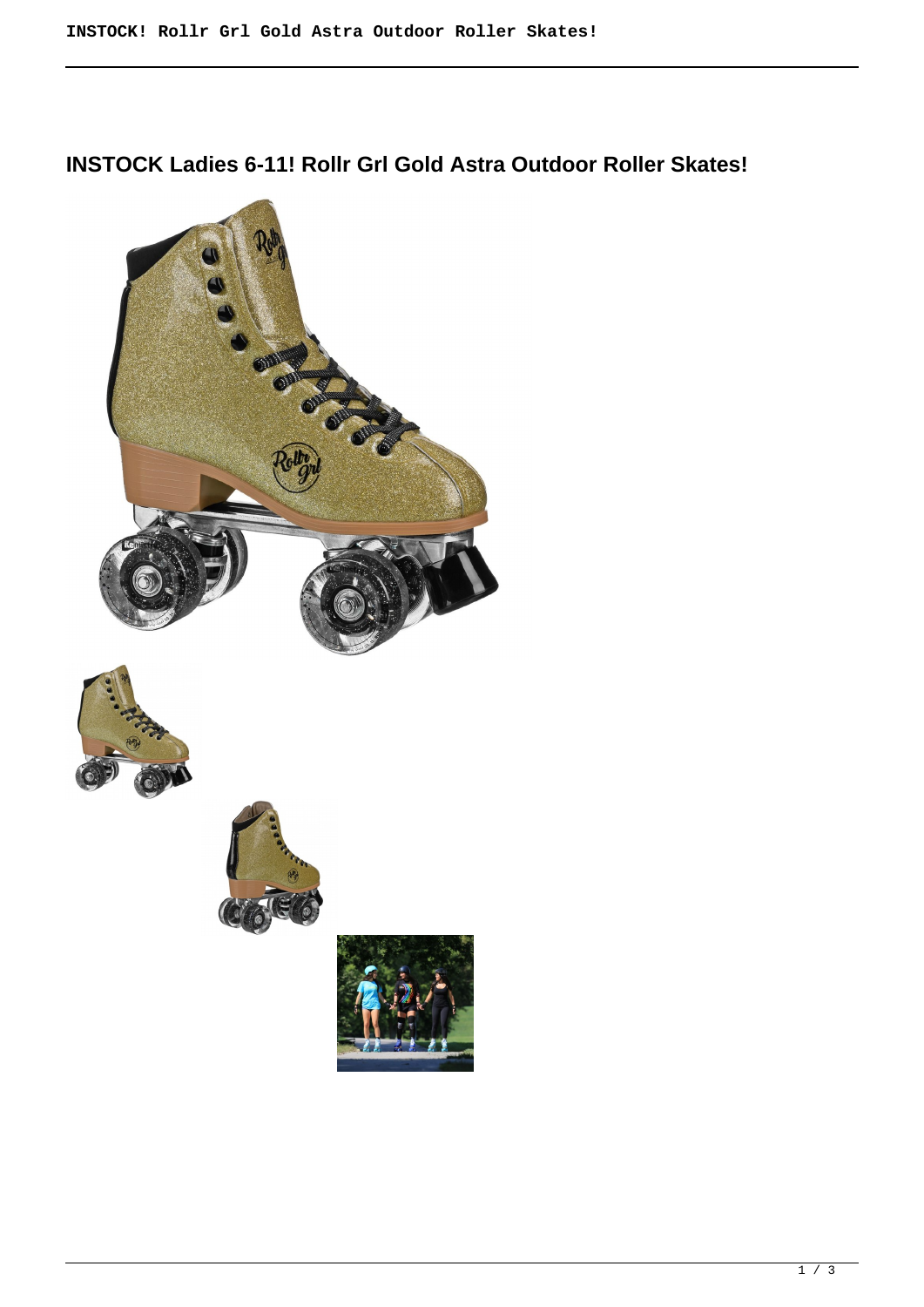# INSTOCK Ladies 6-11! Rollr Grl Gold Astra Outdoor Roller Skates!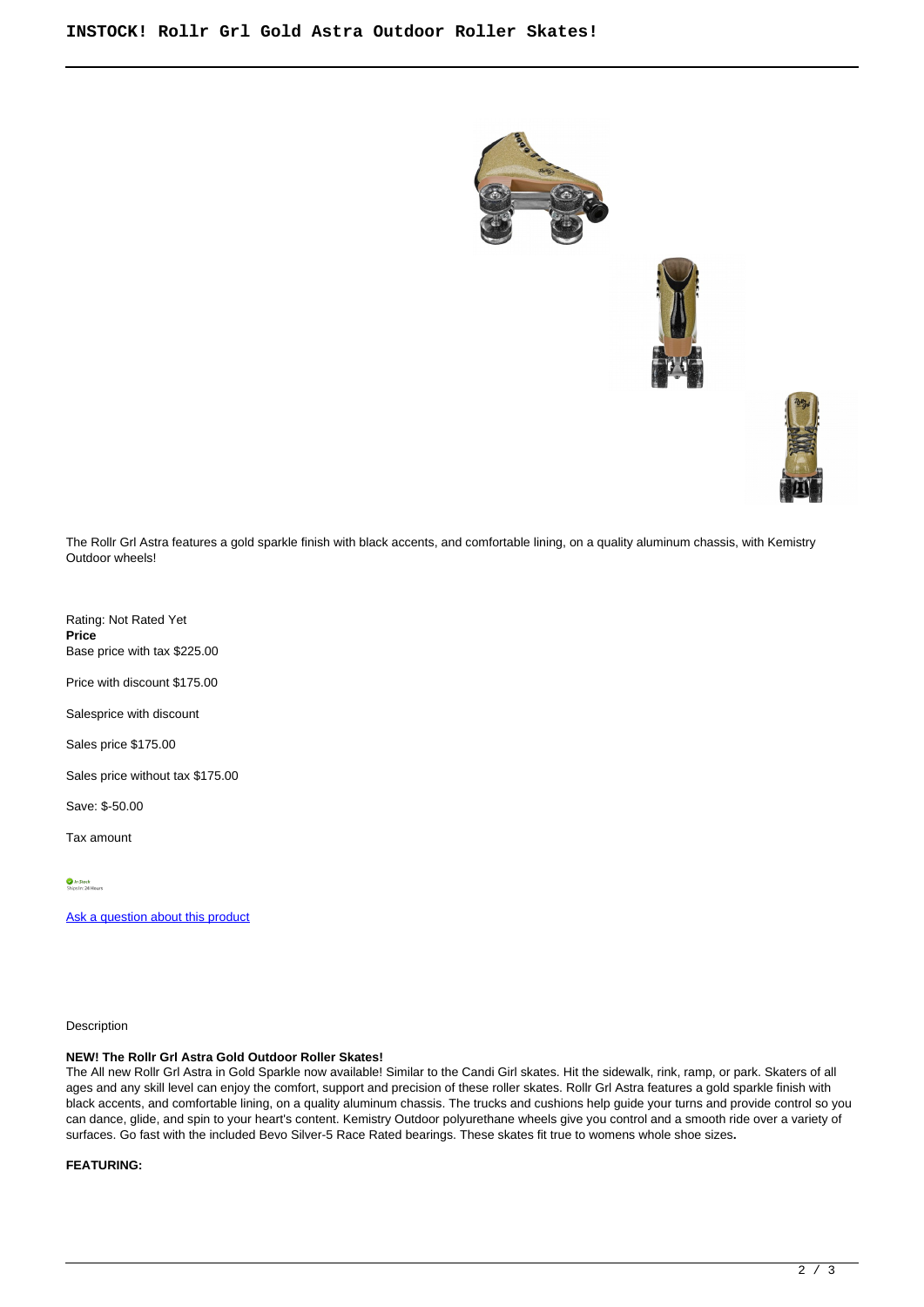# INSTOCK! Rollr Grl Gold Astra Outdoor Roller Skates!

The Rollr Grl Astra features a gold sparkle finish with black accents, and comfortable lining, on a quality aluminum chassis, with Kemistry Outdoor wheels!

Rating: Not Rated Yet
**Price**
Base price with tax $225.00

Price with discount $175.00

Salesprice with discount

Sales price $175.00

Sales price without tax $175.00

Save: $-50.00

Tax amount

In Stock
Ships in: 24 Hours

Ask a question about this product

Description

**NEW! The Rollr Grl Astra Gold Outdoor Roller Skates!**
The All new Rollr Grl Astra in Gold Sparkle now available! Similar to the Candi Girl skates. Hit the sidewalk, rink, ramp, or park. Skaters of all ages and any skill level can enjoy the comfort, support and precision of these roller skates. Rollr Grl Astra features a gold sparkle finish with black accents, and comfortable lining, on a quality aluminum chassis. The trucks and cushions help guide your turns and provide control so you can dance, glide, and spin to your heart's content. Kemistry Outdoor polyurethane wheels give you control and a smooth ride over a variety of surfaces. Go fast with the included Bevo Silver-5 Race Rated bearings. These skates fit true to womens whole shoe sizes**.**

**FEATURING:**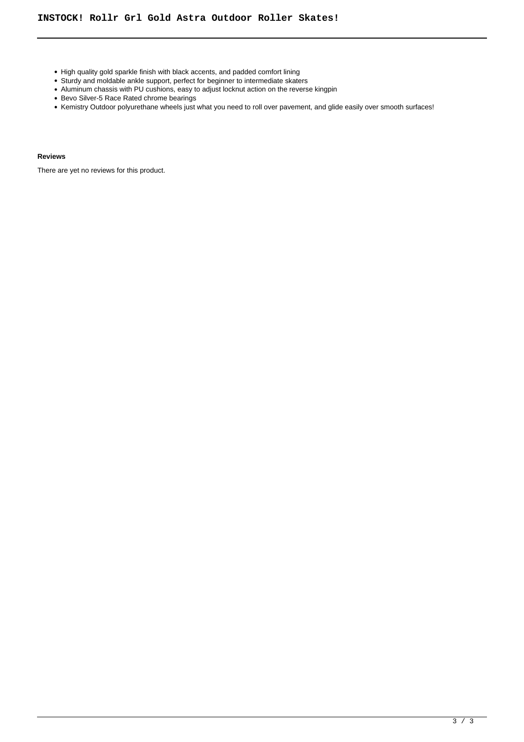- High quality gold sparkle finish with black accents, and padded comfort lining
- Sturdy and moldable ankle support, perfect for beginner to intermediate skaters
- Aluminum chassis with PU cushions, easy to adjust locknut action on the reverse kingpin
- Bevo Silver-5 Race Rated chrome bearings
- Kemistry Outdoor polyurethane wheels just what you need to roll over pavement, and glide easily over smooth surfaces!

**Reviews**

There are yet no reviews for this product.